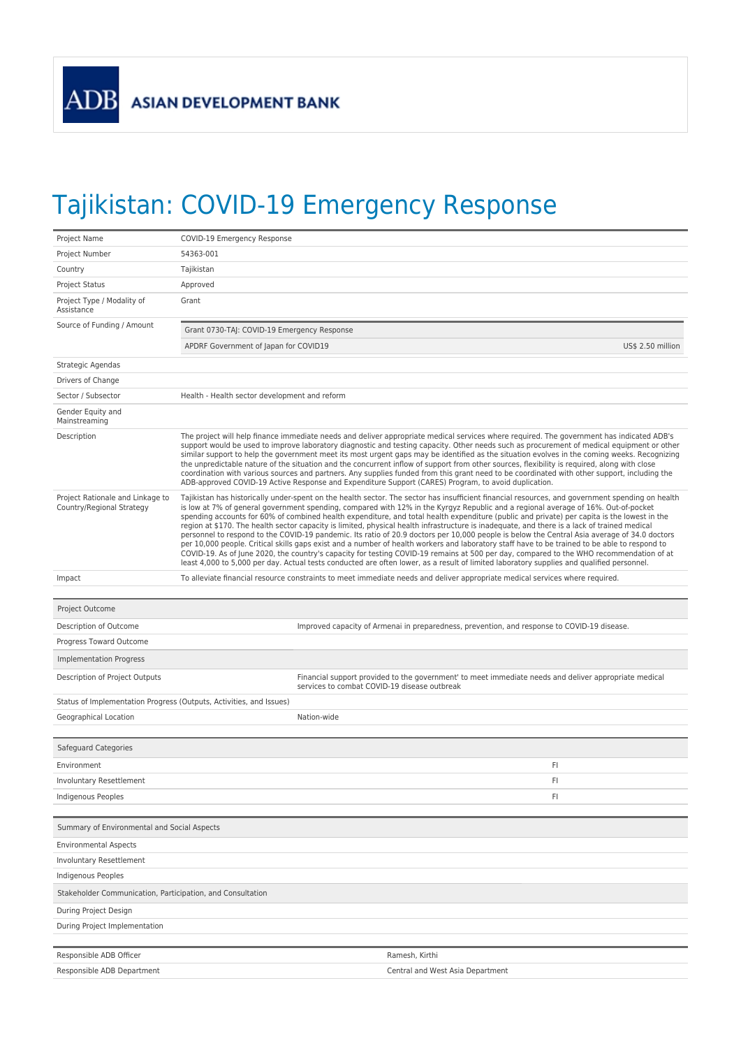ADB ASIAN DEVELOPMENT BANK

# Tajikistan: COVID-19 Emergency Response

| | |
|---|---|
| Project Name | COVID-19 Emergency Response |
| Project Number | 54363-001 |
| Country | Tajikistan |
| Project Status | Approved |
| Project Type / Modality of Assistance | Grant |
| Source of Funding / Amount | Grant 0730-TAJ: COVID-19 Emergency Response<br>APDRF Government of Japan for COVID19 — US$ 2.50 million |
| Strategic Agendas | |
| Drivers of Change | |
| Sector / Subsector | Health - Health sector development and reform |
| Gender Equity and Mainstreaming | |
| Description | The project will help finance immediate needs and deliver appropriate medical services where required. The government has indicated ADB's support would be used to improve laboratory diagnostic and testing capacity. Other needs such as procurement of medical equipment or other similar support to help the government meet its most urgent gaps may be identified as the situation evolves in the coming weeks. Recognizing the unpredictable nature of the situation and the concurrent inflow of support from other sources, flexibility is required, along with close coordination with various sources and partners. Any supplies funded from this grant need to be coordinated with other support, including the ADB-approved COVID-19 Active Response and Expenditure Support (CARES) Program, to avoid duplication. |
| Project Rationale and Linkage to Country/Regional Strategy | Tajikistan has historically under-spent on the health sector. The sector has insufficient financial resources, and government spending on health is low at 7% of general government spending, compared with 12% in the Kyrgyz Republic and a regional average of 16%. Out-of-pocket spending accounts for 60% of combined health expenditure, and total health expenditure (public and private) per capita is the lowest in the region at $170. The health sector capacity is limited, physical health infrastructure is inadequate, and there is a lack of trained medical personnel to respond to the COVID-19 pandemic. Its ratio of 20.9 doctors per 10,000 people is below the Central Asia average of 34.0 doctors per 10,000 people. Critical skills gaps exist and a number of health workers and laboratory staff have to be trained to be able to respond to COVID-19. As of June 2020, the country's capacity for testing COVID-19 remains at 500 per day, compared to the WHO recommendation of at least 4,000 to 5,000 per day. Actual tests conducted are often lower, as a result of limited laboratory supplies and qualified personnel. |
| Impact | To alleviate financial resource constraints to meet immediate needs and deliver appropriate medical services where required. |

| Project Outcome | |
|---|---|
| Description of Outcome | Improved capacity of Armenai in preparedness, prevention, and response to COVID-19 disease. |
| Progress Toward Outcome | |
| **Implementation Progress** | |
| Description of Project Outputs | Financial support provided to the government' to meet immediate needs and deliver appropriate medical services to combat COVID-19 disease outbreak |
| Status of Implementation Progress (Outputs, Activities, and Issues) | |
| Geographical Location | Nation-wide |

| Safeguard Categories | |
|---|---|
| Environment | FI |
| Involuntary Resettlement | FI |
| Indigenous Peoples | FI |

| Summary of Environmental and Social Aspects | |
|---|---|
| Environmental Aspects | |
| Involuntary Resettlement | |
| Indigenous Peoples | |
| **Stakeholder Communication, Participation, and Consultation** | |
| During Project Design | |
| During Project Implementation | |

| | |
|---|---|
| Responsible ADB Officer | Ramesh, Kirthi |
| Responsible ADB Department | Central and West Asia Department |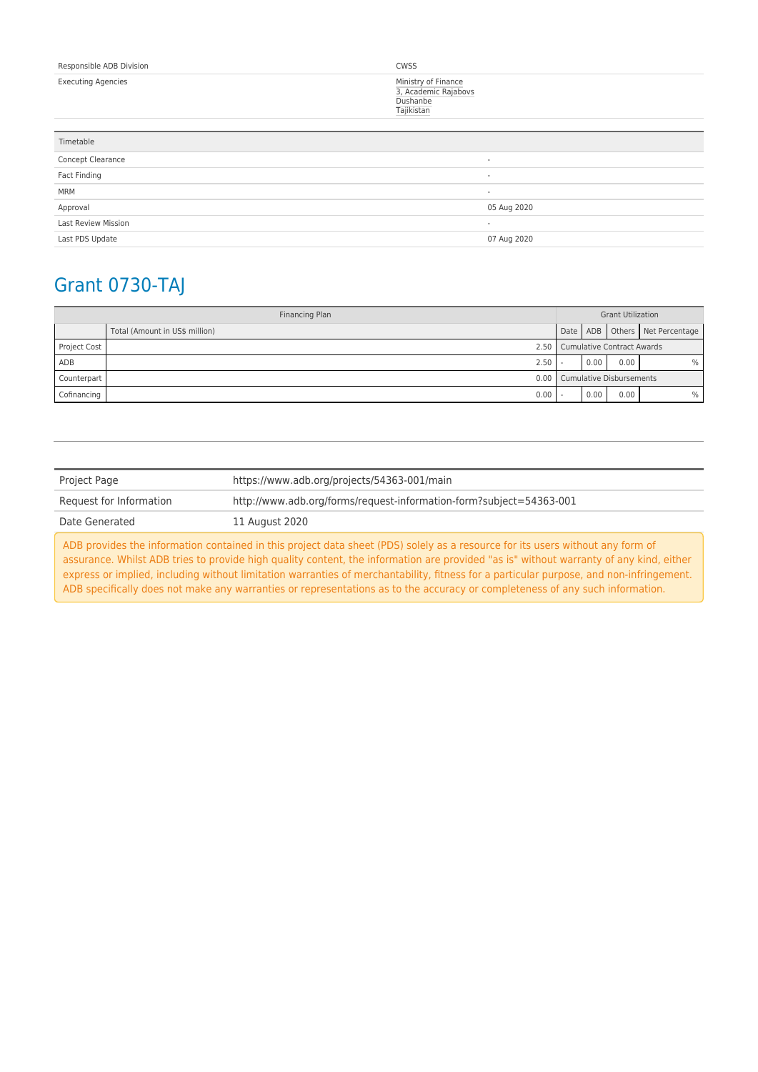| | |
|---|---|
| Responsible ADB Division | CWSS |
| Executing Agencies | Ministry of Finance<br>3, Academic Rajabovs<br>Dushanbe<br>Tajikistan |

| Timetable | |
|---|---|
| Concept Clearance | - |
| Fact Finding | - |
| MRM | - |
| Approval | 05 Aug 2020 |
| Last Review Mission | - |
| Last PDS Update | 07 Aug 2020 |

## Grant 0730-TAJ

| Financing Plan | | Grant Utilization | | | |
|---|---|---|---|---|---|
| | Total (Amount in US$ million) | Date | ADB | Others | Net Percentage |
| Project Cost | 2.50 | Cumulative Contract Awards | | | |
| ADB | 2.50 | - | 0.00 | 0.00 | % |
| Counterpart | 0.00 | Cumulative Disbursements | | | |
| Cofinancing | 0.00 | - | 0.00 | 0.00 | % |

| | |
|---|---|
| Project Page | https://www.adb.org/projects/54363-001/main |
| Request for Information | http://www.adb.org/forms/request-information-form?subject=54363-001 |
| Date Generated | 11 August 2020 |

ADB provides the information contained in this project data sheet (PDS) solely as a resource for its users without any form of assurance. Whilst ADB tries to provide high quality content, the information are provided "as is" without warranty of any kind, either express or implied, including without limitation warranties of merchantability, fitness for a particular purpose, and non-infringement. ADB specifically does not make any warranties or representations as to the accuracy or completeness of any such information.